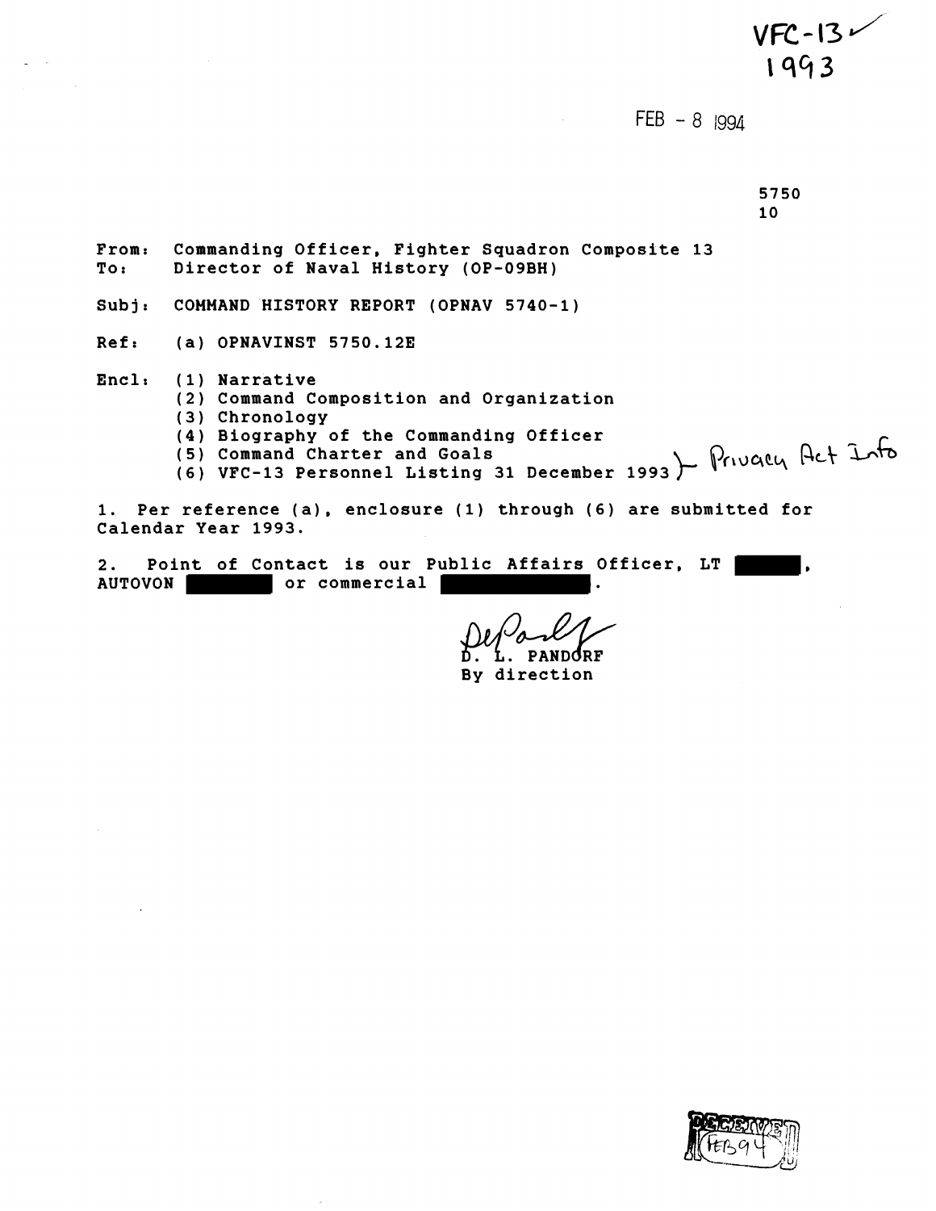VFC-13 ✓
1993

FEB - 8 1994

5750
10

From: Commanding Officer, Fighter Squadron Composite 13
To: Director of Naval History (OP-09BH)

Subj: COMMAND HISTORY REPORT (OPNAV 5740-1)

Ref: (a) OPNAVINST 5750.12E

Encl: (1) Narrative
(2) Command Composition and Organization
(3) Chronology
(4) Biography of the Commanding Officer
(5) Command Charter and Goals
(6) VFC-13 Personnel Listing 31 December 1993 } Privacy Act Info

1. Per reference (a), enclosure (1) through (6) are submitted for Calendar Year 1993.

2. Point of Contact is our Public Affairs Officer, LT ██████, AUTOVON ████████ or commercial ████████████.

D. L. PANDORF
By direction

RECEIVED FEB 94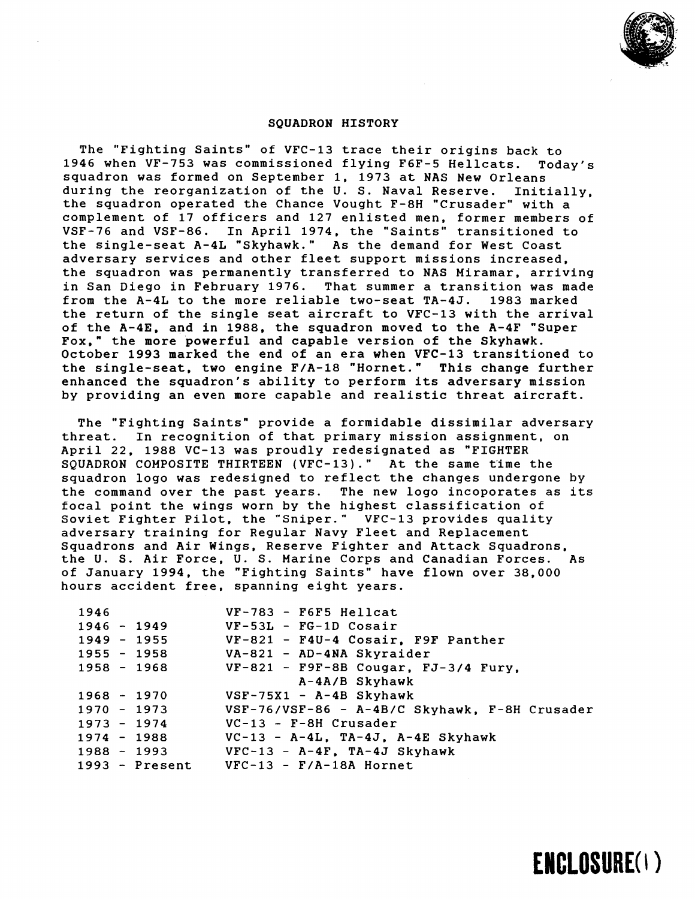## SQUADRON HISTORY

The "Fighting Saints" of VFC-13 trace their origins back to 1946 when VF-753 was commissioned flying F6F-5 Hellcats. Today's squadron was formed on September 1, 1973 at NAS New Orleans during the reorganization of the U. S. Naval Reserve. Initially, the squadron operated the Chance Vought F-8H "Crusader" with a complement of 17 officers and 127 enlisted men, former members of VSF-76 and VSF-86. In April 1974, the "Saints" transitioned to the single-seat A-4L "Skyhawk." As the demand for West Coast adversary services and other fleet support missions increased, the squadron was permanently transferred to NAS Miramar, arriving in San Diego in February 1976. That summer a transition was made from the A-4L to the more reliable two-seat TA-4J. 1983 marked the return of the single seat aircraft to VFC-13 with the arrival of the A-4E, and in 1988, the squadron moved to the A-4F "Super Fox," the more powerful and capable version of the Skyhawk. October 1993 marked the end of an era when VFC-13 transitioned to the single-seat, two engine F/A-18 "Hornet." This change further enhanced the squadron's ability to perform its adversary mission by providing an even more capable and realistic threat aircraft.

The "Fighting Saints" provide a formidable dissimilar adversary threat. In recognition of that primary mission assignment, on April 22, 1988 VC-13 was proudly redesignated as "FIGHTER SQUADRON COMPOSITE THIRTEEN (VFC-13)." At the same time the squadron logo was redesigned to reflect the changes undergone by the command over the past years. The new logo incoporates as its focal point the wings worn by the highest classification of Soviet Fighter Pilot, the "Sniper." VFC-13 provides quality adversary training for Regular Navy Fleet and Replacement Squadrons and Air Wings, Reserve Fighter and Attack Squadrons, the U. S. Air Force, U. S. Marine Corps and Canadian Forces. As of January 1994, the "Fighting Saints" have flown over 38,000 hours accident free, spanning eight years.

| | |
|---|---|
| 1946 | VF-783 - F6F5 Hellcat |
| 1946 - 1949 | VF-53L - FG-1D Cosair |
| 1949 - 1955 | VF-821 - F4U-4 Cosair, F9F Panther |
| 1955 - 1958 | VA-821 - AD-4NA Skyraider |
| 1958 - 1968 | VF-821 - F9F-8B Cougar, FJ-3/4 Fury, A-4A/B Skyhawk |
| 1968 - 1970 | VSF-75X1 - A-4B Skyhawk |
| 1970 - 1973 | VSF-76/VSF-86 - A-4B/C Skyhawk, F-8H Crusader |
| 1973 - 1974 | VC-13 - F-8H Crusader |
| 1974 - 1988 | VC-13 - A-4L, TA-4J, A-4E Skyhawk |
| 1988 - 1993 | VFC-13 - A-4F, TA-4J Skyhawk |
| 1993 - Present | VFC-13 - F/A-18A Hornet |

**ENCLOSURE(1)**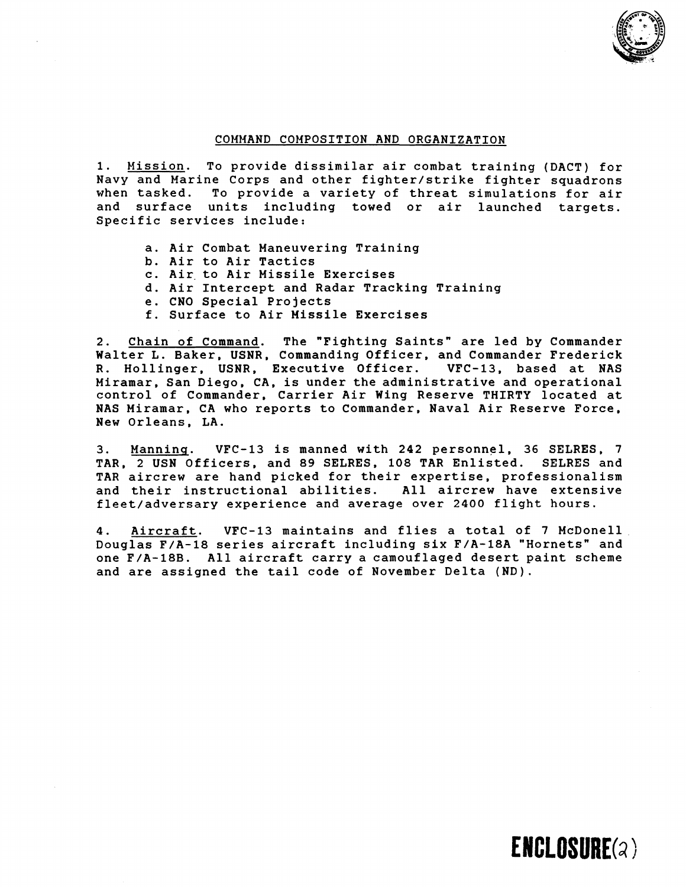## COMMAND COMPOSITION AND ORGANIZATION

1. Mission. To provide dissimilar air combat training (DACT) for Navy and Marine Corps and other fighter/strike fighter squadrons when tasked. To provide a variety of threat simulations for air and surface units including towed or air launched targets. Specific services include:

   a. Air Combat Maneuvering Training
   b. Air to Air Tactics
   c. Air to Air Missile Exercises
   d. Air Intercept and Radar Tracking Training
   e. CNO Special Projects
   f. Surface to Air Missile Exercises

2. Chain of Command. The "Fighting Saints" are led by Commander Walter L. Baker, USNR, Commanding Officer, and Commander Frederick R. Hollinger, USNR, Executive Officer. VFC-13, based at NAS Miramar, San Diego, CA, is under the administrative and operational control of Commander, Carrier Air Wing Reserve THIRTY located at NAS Miramar, CA who reports to Commander, Naval Air Reserve Force, New Orleans, LA.

3. Manning. VFC-13 is manned with 242 personnel, 36 SELRES, 7 TAR, 2 USN Officers, and 89 SELRES, 108 TAR Enlisted. SELRES and TAR aircrew are hand picked for their expertise, professionalism and their instructional abilities. All aircrew have extensive fleet/adversary experience and average over 2400 flight hours.

4. Aircraft. VFC-13 maintains and flies a total of 7 McDonell Douglas F/A-18 series aircraft including six F/A-18A "Hornets" and one F/A-18B. All aircraft carry a camouflaged desert paint scheme and are assigned the tail code of November Delta (ND).

**ENCLOSURE(2)**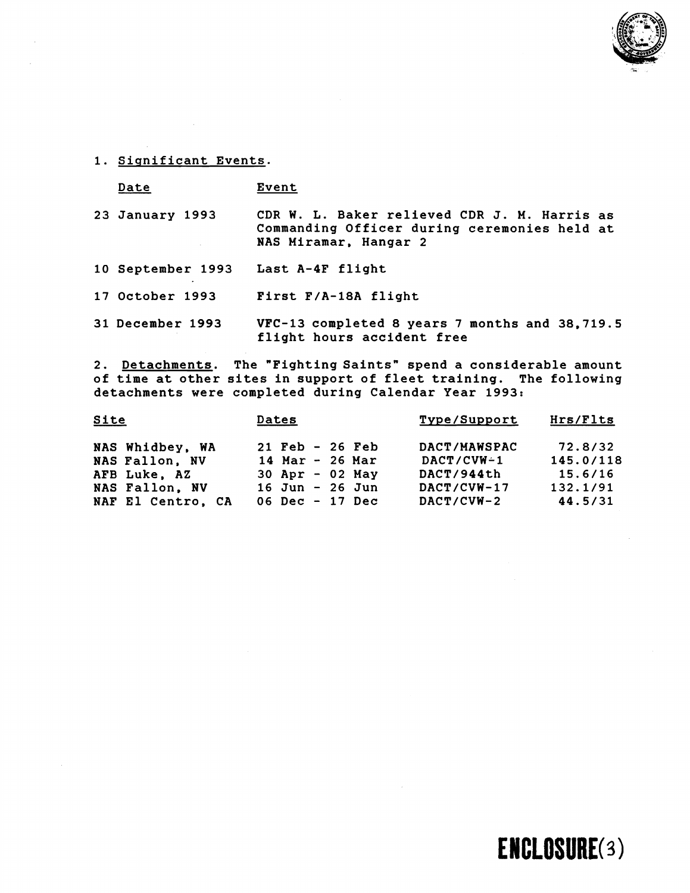1. <u>Significant Events</u>.

| Date | Event |
|---|---|
| 23 January 1993 | CDR W. L. Baker relieved CDR J. M. Harris as Commanding Officer during ceremonies held at NAS Miramar, Hangar 2 |
| 10 September 1993 | Last A-4F flight |
| 17 October 1993 | First F/A-18A flight |
| 31 December 1993 | VFC-13 completed 8 years 7 months and 38,719.5 flight hours accident free |

2. <u>Detachments</u>. The "Fighting Saints" spend a considerable amount of time at other sites in support of fleet training. The following detachments were completed during Calendar Year 1993:

| Site | Dates | Type/Support | Hrs/Flts |
|---|---|---|---|
| NAS Whidbey, WA | 21 Feb - 26 Feb | DACT/MAWSPAC | 72.8/32 |
| NAS Fallon, NV | 14 Mar - 26 Mar | DACT/CVW-1 | 145.0/118 |
| AFB Luke, AZ | 30 Apr - 02 May | DACT/944th | 15.6/16 |
| NAS Fallon, NV | 16 Jun - 26 Jun | DACT/CVW-17 | 132.1/91 |
| NAF El Centro, CA | 06 Dec - 17 Dec | DACT/CVW-2 | 44.5/31 |

**ENCLOSURE(3)**